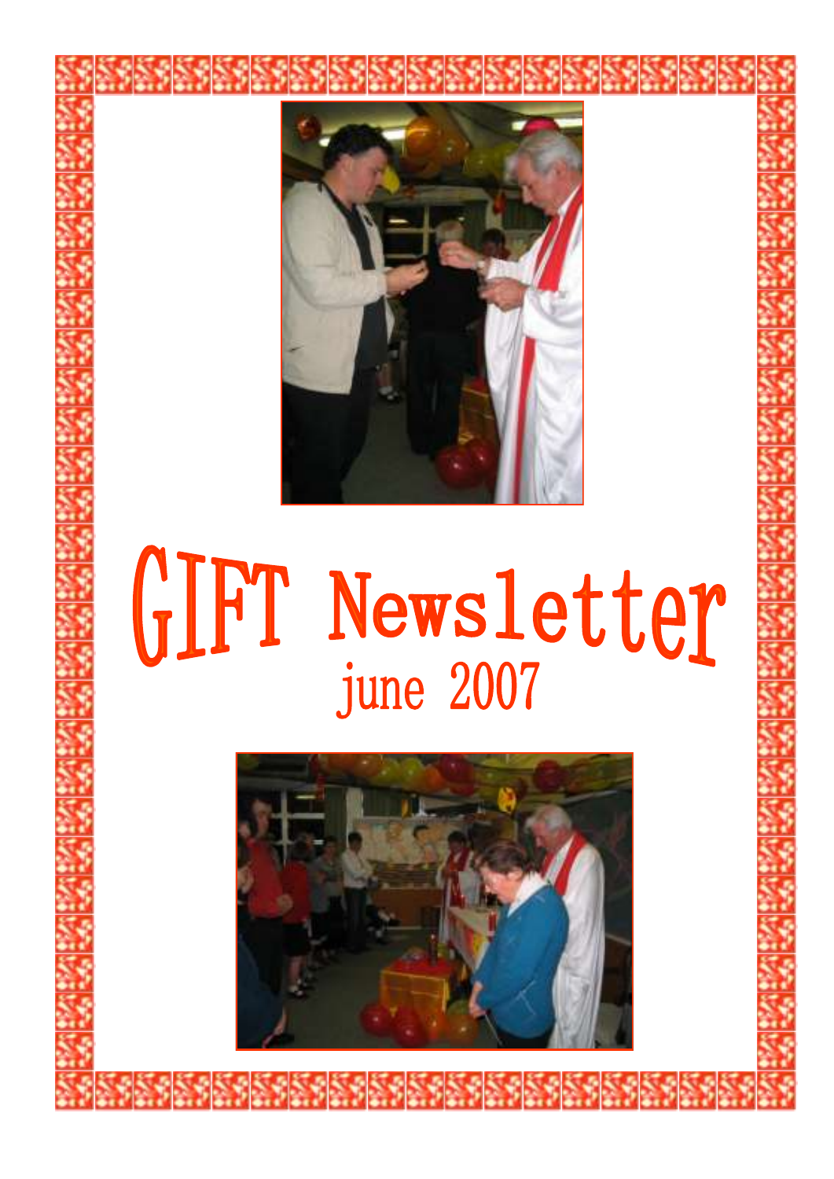# GIFT Newsletter

## june 2007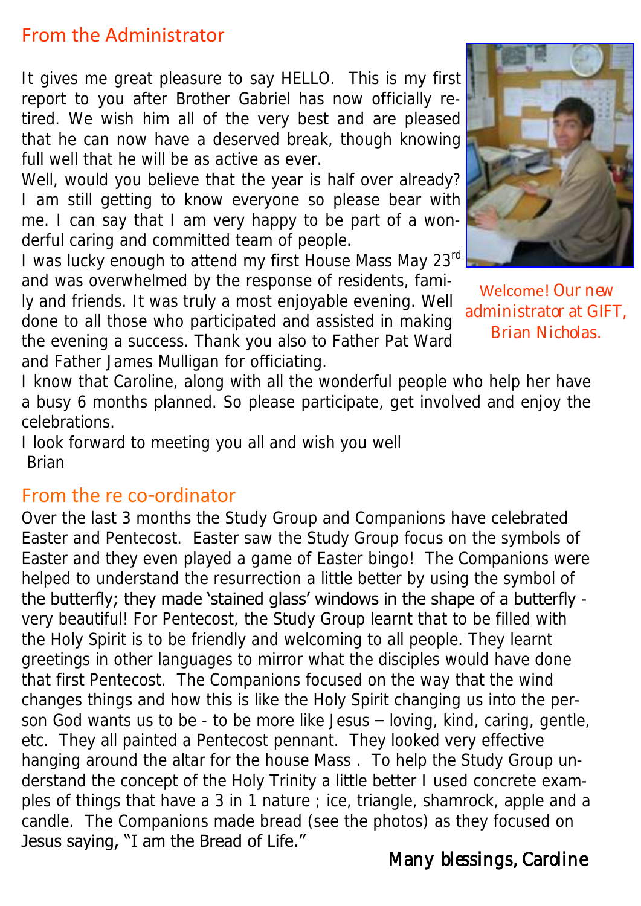## From the Administrator

It gives me great pleasure to say HELLO. This is my first report to you after Brother Gabriel has now officially retired. We wish him all of the very best and are pleased that he can now have a deserved break, though knowing full well that he will be as active as ever.

Well, would you believe that the year is half over already? I am still getting to know everyone so please bear with me. I can say that I am very happy to be part of a wonderful caring and committed team of people.

I was lucky enough to attend my first House Mass May 23rd and was overwhelmed by the response of residents, family and friends. It was truly a most enjoyable evening. Well done to all those who participated and assisted in making the evening a success. Thank you also to Father Pat Ward and Father James Mulligan for officiating.

I know that Caroline, along with all the wonderful people who help her have a busy 6 months planned. So please participate, get involved and enjoy the celebrations.

I look forward to meeting you all and wish you well

Brian

Welcome! Our new administrator at GIFT, Brian Nicholas.

## From the re co-ordinator

Over the last 3 months the Study Group and Companions have celebrated Easter and Pentecost. Easter saw the Study Group focus on the symbols of Easter and they even played a game of Easter bingo! The Companions were helped to understand the resurrection a little better by using the symbol of the butterfly; they made 'stained glass' windows in the shape of a butterfly - very beautiful! For Pentecost, the Study Group learnt that to be filled with the Holy Spirit is to be friendly and welcoming to all people. They learnt greetings in other languages to mirror what the disciples would have done that first Pentecost. The Companions focused on the way that the wind changes things and how this is like the Holy Spirit changing us into the person God wants us to be - to be more like Jesus – loving, kind, caring, gentle, etc. They all painted a Pentecost pennant. They looked very effective hanging around the altar for the house Mass . To help the Study Group understand the concept of the Holy Trinity a little better I used concrete examples of things that have a 3 in 1 nature ; ice, triangle, shamrock, apple and a candle. The Companions made bread (see the photos) as they focused on Jesus saying, "I am the Bread of Life."

*Many blessings, Caroline*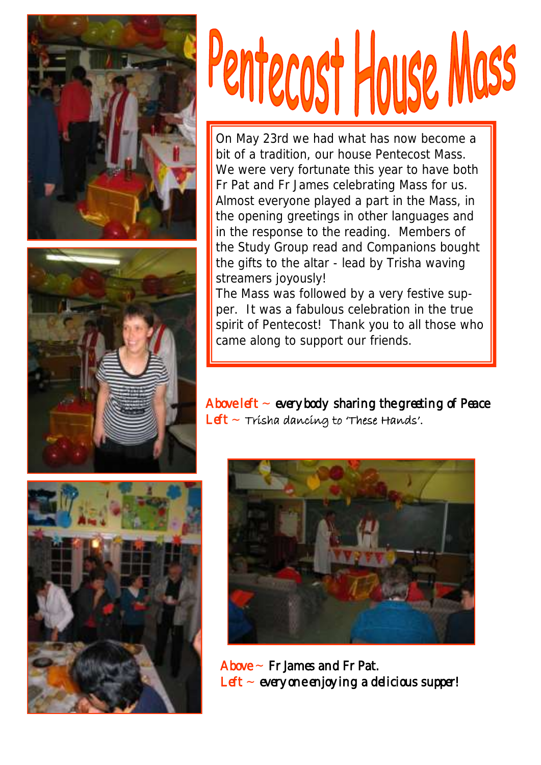# Pentecost House Mass

On May 23rd we had what has now become a bit of a tradition, our house Pentecost Mass. We were very fortunate this year to have both Fr Pat and Fr James celebrating Mass for us. Almost everyone played a part in the Mass, in the opening greetings in other languages and in the response to the reading. Members of the Study Group read and Companions bought the gifts to the altar - lead by Trisha waving streamers joyously!

The Mass was followed by a very festive supper. It was a fabulous celebration in the true spirit of Pentecost! Thank you to all those who came along to support our friends.

Above left ~ *everybody sharing the greeting of Peace*
Left ~ *Trisha dancing to 'These Hands'.*

Above ~ Fr James and Fr Pat.
Left ~ *everyone enjoying a delicious supper!*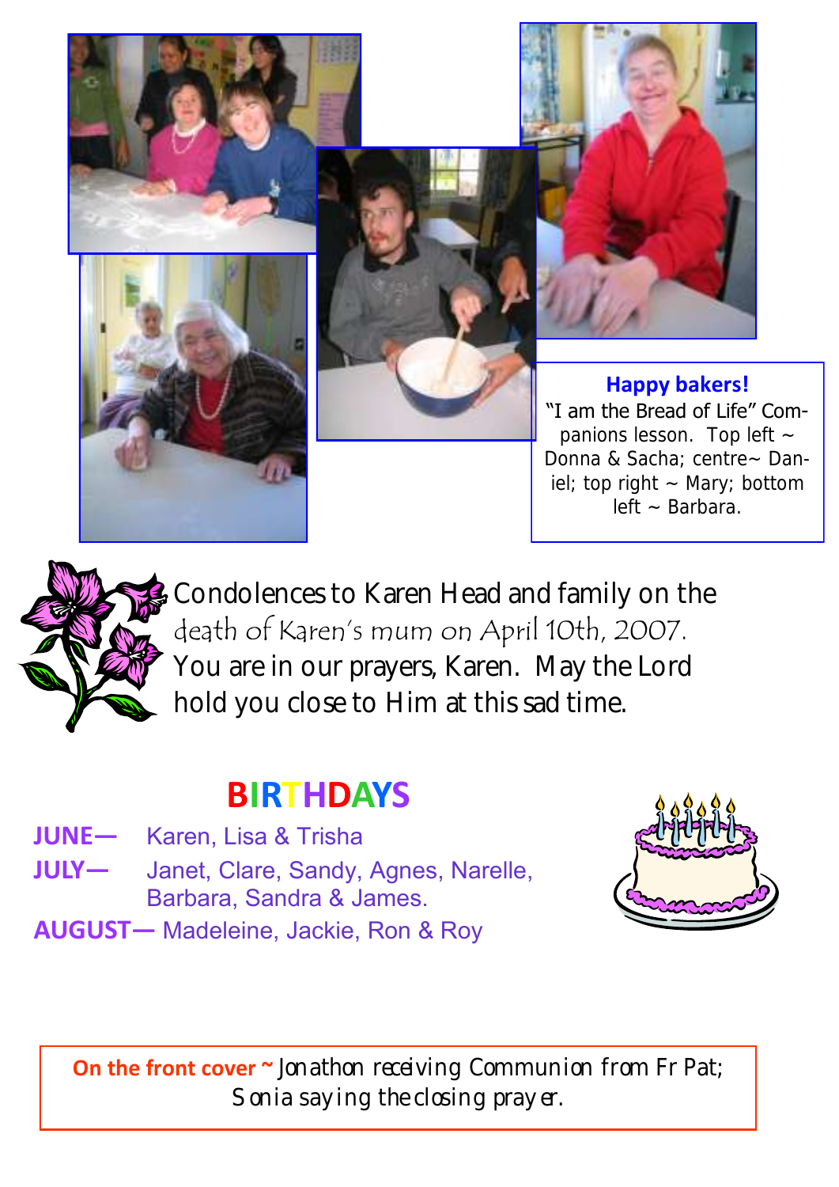**Happy bakers!**

"I am the Bread of Life" Companions lesson. Top left ~ Donna & Sacha; centre~ Daniel; top right ~ Mary; bottom left ~ Barbara.

Condolences to Karen Head and family on the death of Karen's mum on April 10th, 2007. You are in our prayers, Karen. May the Lord hold you close to Him at this sad time.

## BIRTHDAYS

**JUNE—** Karen, Lisa & Trisha

**JULY—** Janet, Clare, Sandy, Agnes, Narelle, Barbara, Sandra & James.

**AUGUST—** Madeleine, Jackie, Ron & Roy

**On the front cover ~** Jonathon receiving Communion from Fr Pat; Sonia saying the closing prayer.